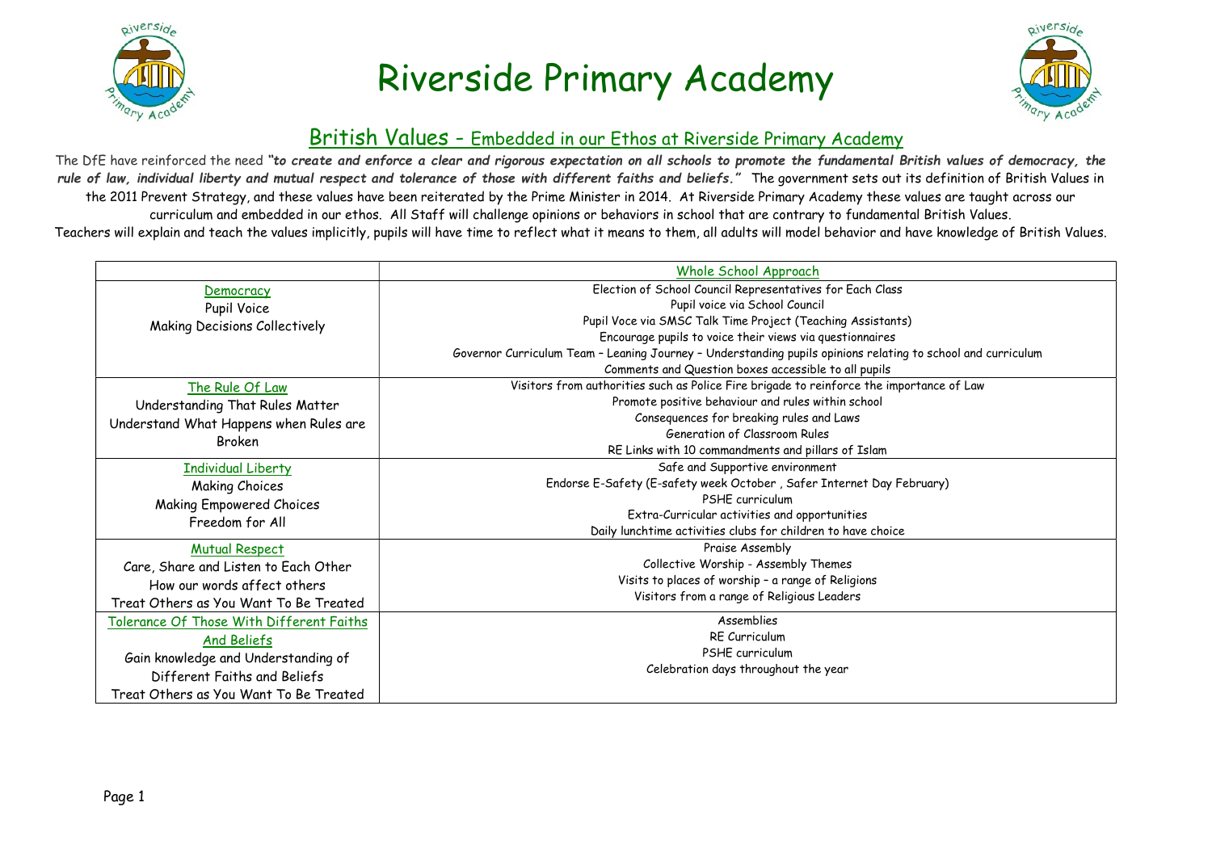# Riverside Primary Academy

## British Values - Embedded in our Ethos at Riverside Primary Academy

The DfE have reinforced the need ***"to create and enforce a clear and rigorous expectation on all schools to promote the fundamental British values of democracy, the rule of law, individual liberty and mutual respect and tolerance of those with different faiths and beliefs."*** The government sets out its definition of British Values in the 2011 Prevent Strategy, and these values have been reiterated by the Prime Minister in 2014. At Riverside Primary Academy these values are taught across our curriculum and embedded in our ethos. All Staff will challenge opinions or behaviors in school that are contrary to fundamental British Values. Teachers will explain and teach the values implicitly, pupils will have time to reflect what it means to them, all adults will model behavior and have knowledge of British Values.

| | Whole School Approach |
|---|---|
| Democracy<br>Pupil Voice<br>Making Decisions Collectively | Election of School Council Representatives for Each Class<br>Pupil voice via School Council<br>Pupil Voce via SMSC Talk Time Project (Teaching Assistants)<br>Encourage pupils to voice their views via questionnaires<br>Governor Curriculum Team – Leaning Journey – Understanding pupils opinions relating to school and curriculum<br>Comments and Question boxes accessible to all pupils |
| The Rule Of Law<br>Understanding That Rules Matter<br>Understand What Happens when Rules are Broken | Visitors from authorities such as Police Fire brigade to reinforce the importance of Law<br>Promote positive behaviour and rules within school<br>Consequences for breaking rules and Laws<br>Generation of Classroom Rules<br>RE Links with 10 commandments and pillars of Islam |
| Individual Liberty<br>Making Choices<br>Making Empowered Choices<br>Freedom for All | Safe and Supportive environment<br>Endorse E-Safety (E-safety week October , Safer Internet Day February)<br>PSHE curriculum<br>Extra-Curricular activities and opportunities<br>Daily lunchtime activities clubs for children to have choice |
| Mutual Respect<br>Care, Share and Listen to Each Other<br>How our words affect others<br>Treat Others as You Want To Be Treated | Praise Assembly<br>Collective Worship - Assembly Themes<br>Visits to places of worship – a range of Religions<br>Visitors from a range of Religious Leaders |
| Tolerance Of Those With Different Faiths And Beliefs<br>Gain knowledge and Understanding of Different Faiths and Beliefs<br>Treat Others as You Want To Be Treated | Assemblies<br>RE Curriculum<br>PSHE curriculum<br>Celebration days throughout the year |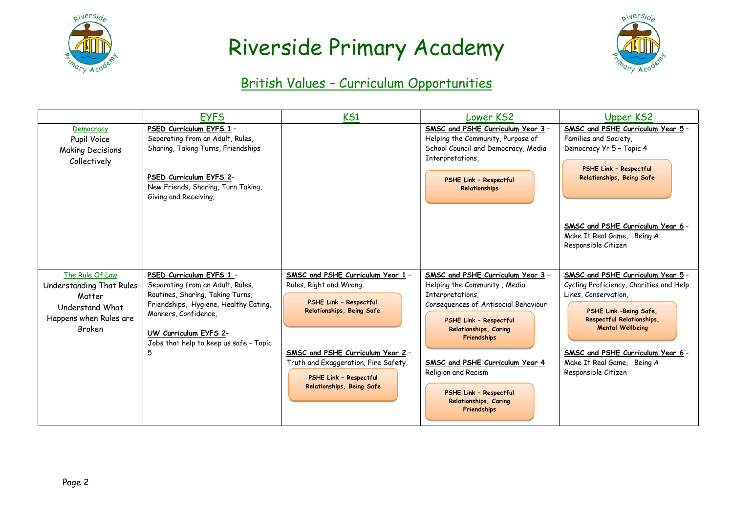# Riverside Primary Academy

## British Values – Curriculum Opportunities

| | EYFS | KS1 | Lower KS2 | Upper KS2 |
|---|---|---|---|---|
| Democracy<br>Pupil Voice<br>Making Decisions Collectively | **PSED Curriculum EYFS 1** –<br>Separating from an Adult, Rules, Sharing, Taking Turns, Friendships<br><br>**PSED Curriculum EYFS 2**–<br>New Friends, Sharing, Turn Taking, Giving and Receiving, | | **SMSC and PSHE Curriculum Year 3** –<br>Helping the Community, Purpose of School Council and Democracy, Media Interpretations,<br><br>**PSHE Link – Respectful Relationships** | **SMSC and PSHE Curriculum Year 5** –<br>Families and Society,<br>Democracy Yr 5 – Topic 4<br><br>**PSHE Link – Respectful Relationships, Being Safe**<br><br>**SMSC and PSHE Curriculum Year 6** -<br>Make It Real Game, Being A Responsible Citizen |
| The Rule Of Law<br>Understanding That Rules Matter<br>Understand What Happens when Rules are Broken | **PSED Curriculum EYFS 1** –<br>Separating from an Adult, Rules, Routines, Sharing, Taking Turns, Friendships, Hygiene, Healthy Eating, Manners, Confidence,<br><br>**UW Curriculum EYFS 2**–<br>Jobs that help to keep us safe - Topic 5 | **SMSC and PSHE Curriculum Year 1** –<br>Rules, Right and Wrong.<br><br>**PSHE Link – Respectful Relationships, Being Safe**<br><br>**SMSC and PSHE Curriculum Year 2** –<br>Truth and Exaggeration, Fire Safety,<br><br>**PSHE Link – Respectful Relationships, Being Safe** | **SMSC and PSHE Curriculum Year 3** –<br>Helping the Community , Media Interpretations,<br>Consequences of Antisocial Behaviour<br><br>**PSHE Link – Respectful Relationships, Caring Friendships**<br><br>**SMSC and PSHE Curriculum Year 4**<br>Religion and Racism<br><br>**PSHE Link – Respectful Relationships, Caring Friendships** | **SMSC and PSHE Curriculum Year 5** –<br>Cycling Proficiency, Charities and Help Lines, Conservation,<br><br>**PSHE Link –Being Safe, Respectful Relationships, Mental Wellbeing**<br><br>**SMSC and PSHE Curriculum Year 6** -<br>Make It Real Game, Being A Responsible Citizen |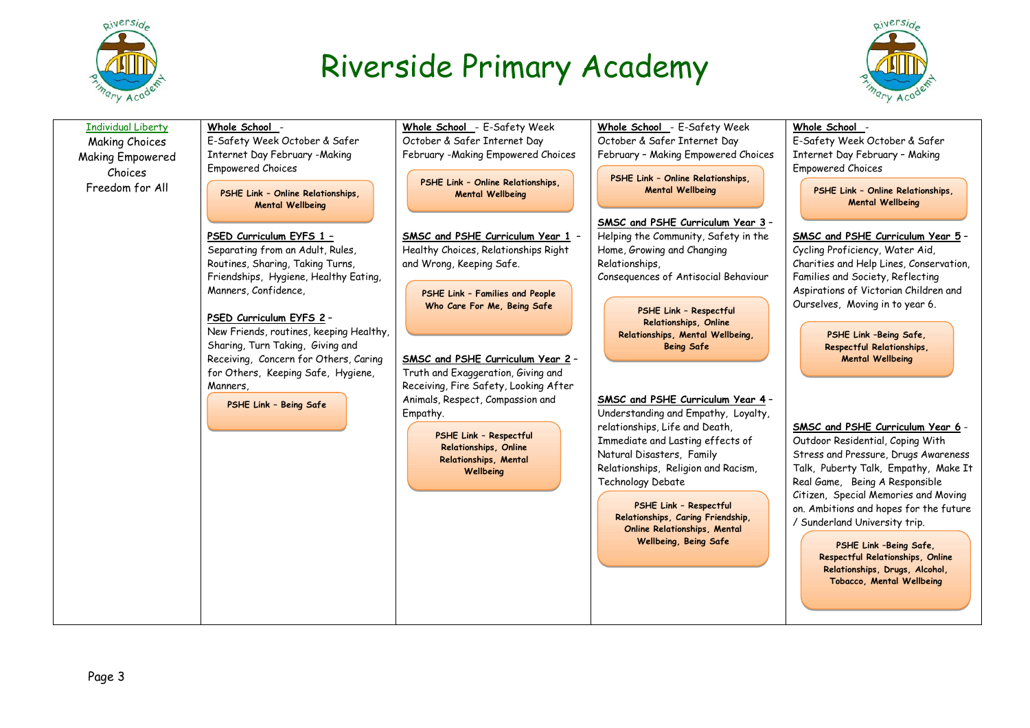# Riverside Primary Academy

| | | | | |
|---|---|---|---|---|
| Individual Liberty<br>Making Choices<br>Making Empowered Choices<br>Freedom for All | **Whole School** -<br>E-Safety Week October & Safer Internet Day February -Making Empowered Choices<br><br>**PSHE Link – Online Relationships, Mental Wellbeing**<br><br>**PSED Curriculum EYFS 1 –**<br>Separating from an Adult, Rules, Routines, Sharing, Taking Turns, Friendships, Hygiene, Healthy Eating, Manners, Confidence,<br><br>**PSED Curriculum EYFS 2 –**<br>New Friends, routines, keeping Healthy, Sharing, Turn Taking, Giving and Receiving, Concern for Others, Caring for Others, Keeping Safe, Hygiene, Manners,<br><br>**PSHE Link – Being Safe** | **Whole School** - E-Safety Week October & Safer Internet Day February -Making Empowered Choices<br><br>**PSHE Link – Online Relationships, Mental Wellbeing**<br><br>**SMSC and PSHE Curriculum Year 1** -<br>Healthy Choices, Relationships Right and Wrong, Keeping Safe.<br><br>**PSHE Link – Families and People Who Care For Me, Being Safe**<br><br>**SMSC and PSHE Curriculum Year 2 –**<br>Truth and Exaggeration, Giving and Receiving, Fire Safety, Looking After Animals, Respect, Compassion and Empathy.<br><br>**PSHE Link – Respectful Relationships, Online Relationships, Mental Wellbeing** | **Whole School** - E-Safety Week October & Safer Internet Day February – Making Empowered Choices<br><br>**PSHE Link – Online Relationships, Mental Wellbeing**<br><br>**SMSC and PSHE Curriculum Year 3 –**<br>Helping the Community, Safety in the Home, Growing and Changing Relationships,<br>Consequences of Antisocial Behaviour<br><br>**PSHE Link – Respectful Relationships, Online Relationships, Mental Wellbeing, Being Safe**<br><br>**SMSC and PSHE Curriculum Year 4 –**<br>Understanding and Empathy, Loyalty, relationships, Life and Death, Immediate and Lasting effects of Natural Disasters, Family Relationships, Religion and Racism, Technology Debate<br><br>**PSHE Link – Respectful Relationships, Caring Friendship, Online Relationships, Mental Wellbeing, Being Safe** | **Whole School** -<br>E-Safety Week October & Safer Internet Day February – Making Empowered Choices<br><br>**PSHE Link – Online Relationships, Mental Wellbeing**<br><br>**SMSC and PSHE Curriculum Year 5 –**<br>Cycling Proficiency, Water Aid, Charities and Help Lines, Conservation, Families and Society, Reflecting Aspirations of Victorian Children and Ourselves, Moving in to year 6.<br><br>**PSHE Link –Being Safe, Respectful Relationships, Mental Wellbeing**<br><br>**SMSC and PSHE Curriculum Year 6** -<br>Outdoor Residential, Coping With Stress and Pressure, Drugs Awareness Talk, Puberty Talk, Empathy, Make It Real Game, Being A Responsible Citizen, Special Memories and Moving on. Ambitions and hopes for the future / Sunderland University trip.<br><br>**PSHE Link –Being Safe, Respectful Relationships, Online Relationships, Drugs, Alcohol, Tobacco, Mental Wellbeing** |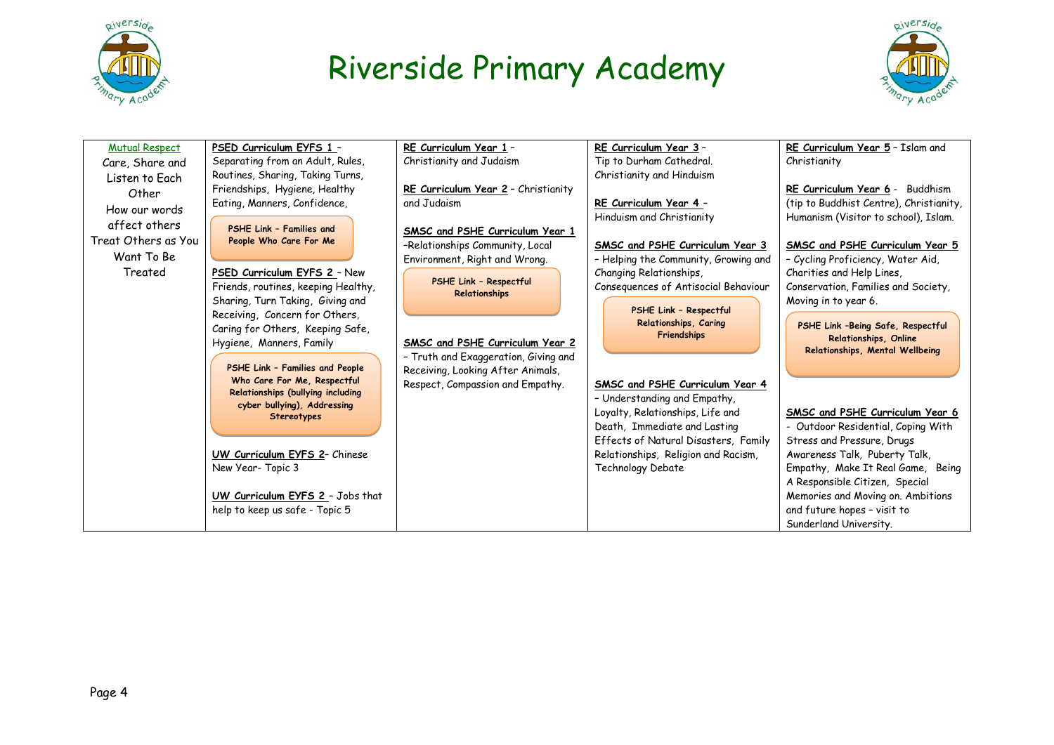# Riverside Primary Academy

| | | | | |
|---|---|---|---|---|
| Mutual Respect<br>Care, Share and Listen to Each Other<br>How our words affect others<br>Treat Others as You Want To Be Treated | **PSED Curriculum EYFS 1** – Separating from an Adult, Rules, Routines, Sharing, Taking Turns, Friendships, Hygiene, Healthy Eating, Manners, Confidence,<br>**PSHE Link – Families and People Who Care For Me**<br>**PSED Curriculum EYFS 2** – New Friends, routines, keeping Healthy, Sharing, Turn Taking, Giving and Receiving, Concern for Others, Caring for Others, Keeping Safe, Hygiene, Manners, Family<br>**PSHE Link – Families and People Who Care For Me, Respectful Relationships (bullying including cyber bullying), Addressing Stereotypes**<br>**UW Curriculum EYFS 2**– Chinese New Year- Topic 3<br>**UW Curriculum EYFS 2** – Jobs that help to keep us safe - Topic 5 | **RE Curriculum Year 1** – Christianity and Judaism<br>**RE Curriculum Year 2** – Christianity and Judaism<br>**SMSC and PSHE Curriculum Year 1** –Relationships Community, Local Environment, Right and Wrong.<br>**PSHE Link – Respectful Relationships**<br>**SMSC and PSHE Curriculum Year 2** – Truth and Exaggeration, Giving and Receiving, Looking After Animals, Respect, Compassion and Empathy. | **RE Curriculum Year 3** – Tip to Durham Cathedral. Christianity and Hinduism<br>**RE Curriculum Year 4** – Hinduism and Christianity<br>**SMSC and PSHE Curriculum Year 3** – Helping the Community, Growing and Changing Relationships, Consequences of Antisocial Behaviour<br>**PSHE Link – Respectful Relationships, Caring Friendships**<br>**SMSC and PSHE Curriculum Year 4** – Understanding and Empathy, Loyalty, Relationships, Life and Death, Immediate and Lasting Effects of Natural Disasters, Family Relationships, Religion and Racism, Technology Debate | **RE Curriculum Year 5** – Islam and Christianity<br>**RE Curriculum Year 6** - Buddhism (tip to Buddhist Centre), Christianity, Humanism (Visitor to school), Islam.<br>**SMSC and PSHE Curriculum Year 5** – Cycling Proficiency, Water Aid, Charities and Help Lines, Conservation, Families and Society, Moving in to year 6.<br>**PSHE Link –Being Safe, Respectful Relationships, Online Relationships, Mental Wellbeing**<br>**SMSC and PSHE Curriculum Year 6** - Outdoor Residential, Coping With Stress and Pressure, Drugs Awareness Talk, Puberty Talk, Empathy, Make It Real Game, Being A Responsible Citizen, Special Memories and Moving on. Ambitions and future hopes – visit to Sunderland University. |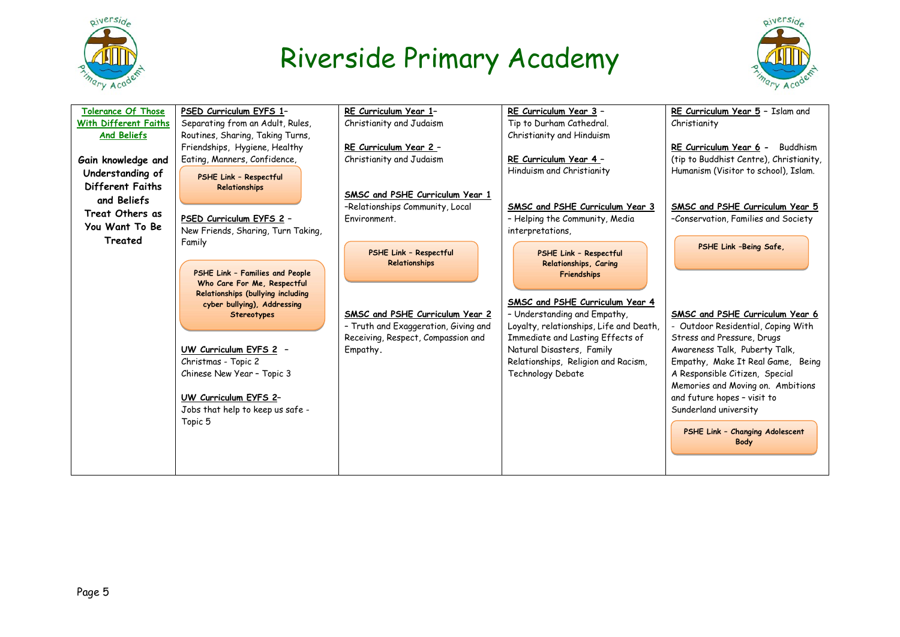# Riverside Primary Academy

| | | | | |
|---|---|---|---|---|
| **Tolerance Of Those With Different Faiths And Beliefs**<br><br>**Gain knowledge and Understanding of Different Faiths and Beliefs Treat Others as You Want To Be Treated** | **PSED Curriculum EYFS 1**– Separating from an Adult, Rules, Routines, Sharing, Taking Turns, Friendships, Hygiene, Healthy Eating, Manners, Confidence,<br><br>**PSHE Link – Respectful Relationships**<br><br>**PSED Curriculum EYFS 2** – New Friends, Sharing, Turn Taking, Family<br><br>**PSHE Link – Families and People Who Care For Me, Respectful Relationships (bullying including cyber bullying), Addressing Stereotypes**<br><br>**UW Curriculum EYFS 2** – Christmas - Topic 2<br>Chinese New Year – Topic 3<br><br>**UW Curriculum EYFS 2**– Jobs that help to keep us safe - Topic 5 | **RE Curriculum Year 1**– Christianity and Judaism<br><br>**RE Curriculum Year 2** – Christianity and Judaism<br><br>**SMSC and PSHE Curriculum Year 1** –Relationships Community, Local Environment.<br><br>**PSHE Link – Respectful Relationships**<br><br>**SMSC and PSHE Curriculum Year 2** – Truth and Exaggeration, Giving and Receiving, Respect, Compassion and Empathy. | **RE Curriculum Year 3** – Tip to Durham Cathedral. Christianity and Hinduism<br><br>**RE Curriculum Year 4** – Hinduism and Christianity<br><br>**SMSC and PSHE Curriculum Year 3** – Helping the Community, Media interpretations,<br><br>**PSHE Link – Respectful Relationships, Caring Friendships**<br><br>**SMSC and PSHE Curriculum Year 4** – Understanding and Empathy, Loyalty, relationships, Life and Death, Immediate and Lasting Effects of Natural Disasters, Family Relationships, Religion and Racism, Technology Debate | **RE Curriculum Year 5** – Islam and Christianity<br><br>**RE Curriculum Year 6** - Buddhism (tip to Buddhist Centre), Christianity, Humanism (Visitor to school), Islam.<br><br>**SMSC and PSHE Curriculum Year 5** –Conservation, Families and Society<br><br>**PSHE Link –Being Safe,**<br><br>**SMSC and PSHE Curriculum Year 6** - Outdoor Residential, Coping With Stress and Pressure, Drugs Awareness Talk, Puberty Talk, Empathy, Make It Real Game, Being A Responsible Citizen, Special Memories and Moving on. Ambitions and future hopes – visit to Sunderland university<br><br>**PSHE Link – Changing Adolescent Body** |